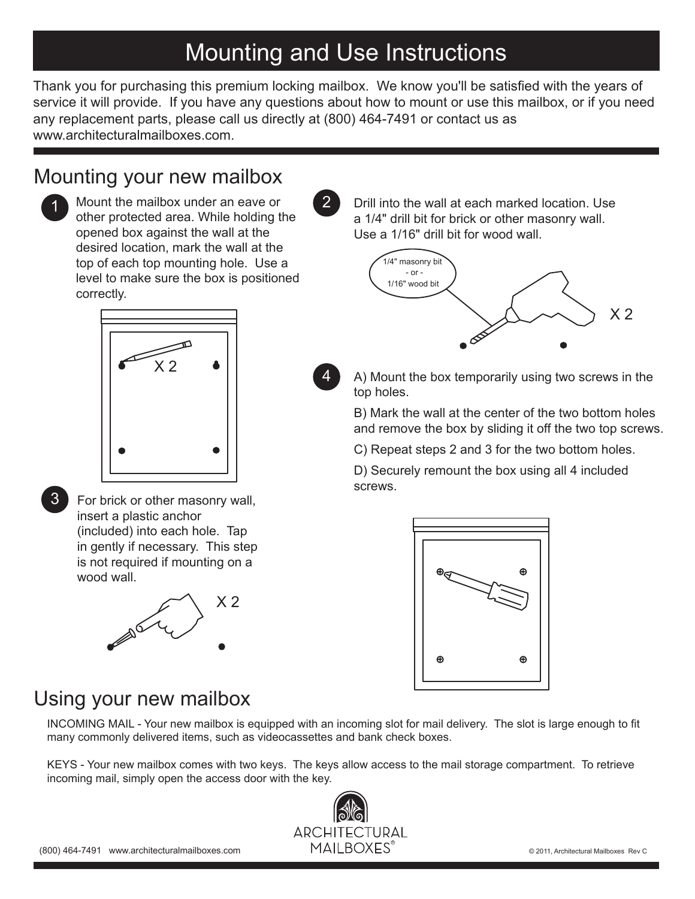# Mounting and Use Instructions

Thank you for purchasing this premium locking mailbox. We know you'll be satisfied with the years of service it will provide. If you have any questions about how to mount or use this mailbox, or if you need any replacement parts, please call us directly at (800) 464-7491 or contact us as www.architecturalmailboxes.com.

## Mounting your new mailbox

1. Mount the mailbox under an eave or other protected area. While holding the opened box against the wall at the desired location, mark the wall at the top of each top mounting hole. Use a level to make sure the box is positioned correctly.

X 2

2. Drill into the wall at each marked location. Use a 1/4" drill bit for brick or other masonry wall. Use a 1/16" drill bit for wood wall.

1/4" masonry bit - or - 1/16" wood bit

X 2

3. For brick or other masonry wall, insert a plastic anchor (included) into each hole. Tap in gently if necessary. This step is not required if mounting on a wood wall.

X 2

4. A) Mount the box temporarily using two screws in the top holes.

   B) Mark the wall at the center of the two bottom holes and remove the box by sliding it off the two top screws.

   C) Repeat steps 2 and 3 for the two bottom holes.

   D) Securely remount the box using all 4 included screws.

## Using your new mailbox

INCOMING MAIL - Your new mailbox is equipped with an incoming slot for mail delivery. The slot is large enough to fit many commonly delivered items, such as videocassettes and bank check boxes.

KEYS - Your new mailbox comes with two keys. The keys allow access to the mail storage compartment. To retrieve incoming mail, simply open the access door with the key.

ARCHITECTURAL MAILBOXES®

(800) 464-7491 www.architecturalmailboxes.com

© 2011, Architectural Mailboxes Rev C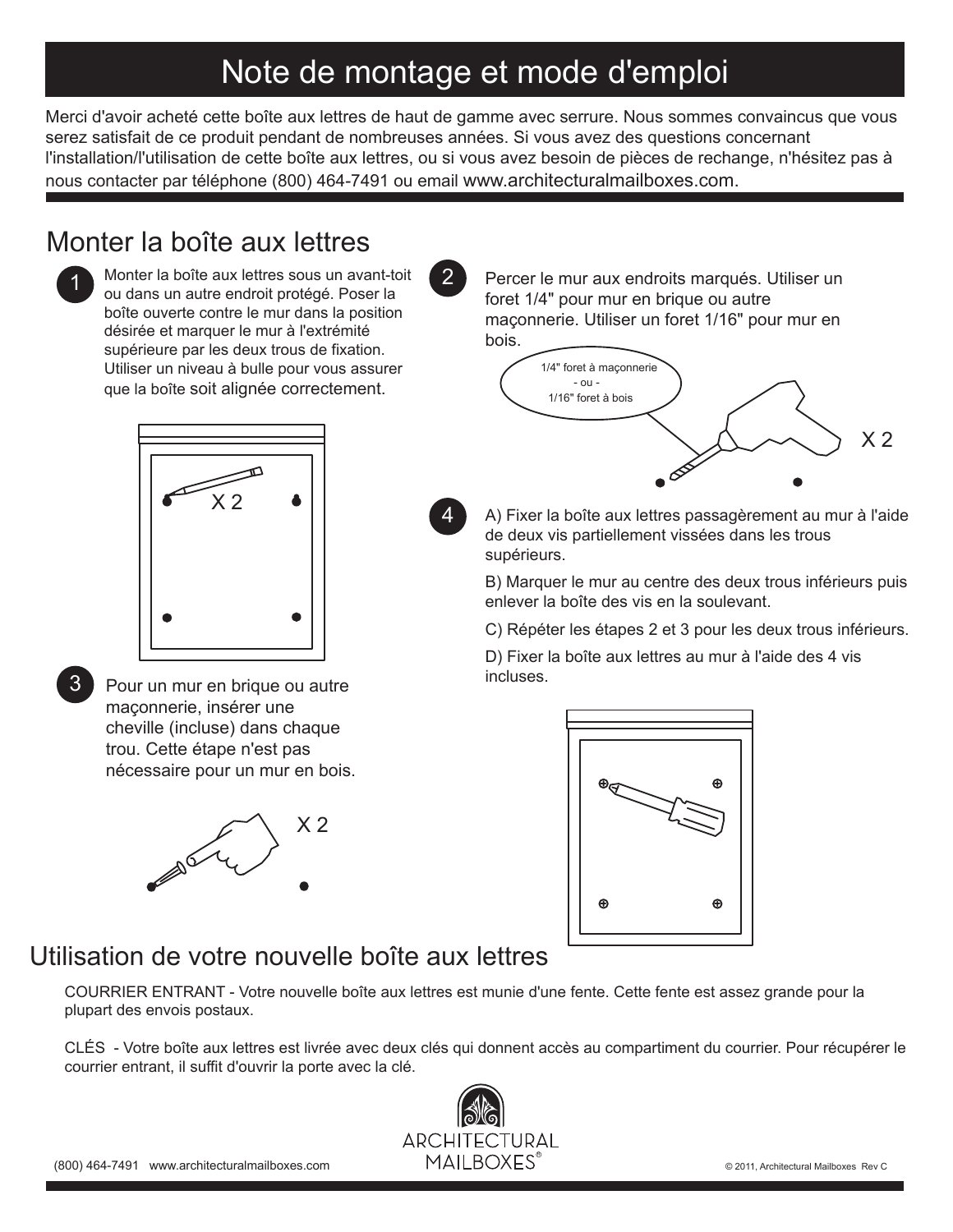# Note de montage et mode d'emploi

Merci d'avoir acheté cette boîte aux lettres de haut de gamme avec serrure. Nous sommes convaincus que vous serez satisfait de ce produit pendant de nombreuses années. Si vous avez des questions concernant l'installation/l'utilisation de cette boîte aux lettres, ou si vous avez besoin de pièces de rechange, n'hésitez pas à nous contacter par téléphone (800) 464-7491 ou email www.architecturalmailboxes.com.

## Monter la boîte aux lettres

1. Monter la boîte aux lettres sous un avant-toit ou dans un autre endroit protégé. Poser la boîte ouverte contre le mur dans la position désirée et marquer le mur à l'extrémité supérieure par les deux trous de fixation. Utiliser un niveau à bulle pour vous assurer que la boîte soit alignée correctement.

   X 2

2. Percer le mur aux endroits marqués. Utiliser un foret 1/4" pour mur en brique ou autre maçonnerie. Utiliser un foret 1/16" pour mur en bois.

   1/4" foret à maçonnerie - ou - 1/16" foret à bois

   X 2

3. Pour un mur en brique ou autre maçonnerie, insérer une cheville (incluse) dans chaque trou. Cette étape n'est pas nécessaire pour un mur en bois.

   X 2

4. A) Fixer la boîte aux lettres passagèrement au mur à l'aide de deux vis partiellement vissées dans les trous supérieurs.

   B) Marquer le mur au centre des deux trous inférieurs puis enlever la boîte des vis en la soulevant.

   C) Répéter les étapes 2 et 3 pour les deux trous inférieurs.

   D) Fixer la boîte aux lettres au mur à l'aide des 4 vis incluses.

## Utilisation de votre nouvelle boîte aux lettres

COURRIER ENTRANT - Votre nouvelle boîte aux lettres est munie d'une fente. Cette fente est assez grande pour la plupart des envois postaux.

CLÉS - Votre boîte aux lettres est livrée avec deux clés qui donnent accès au compartiment du courrier. Pour récupérer le courrier entrant, il suffit d'ouvrir la porte avec la clé.

ARCHITECTURAL MAILBOXES®

(800) 464-7491 www.architecturalmailboxes.com

© 2011, Architectural Mailboxes Rev C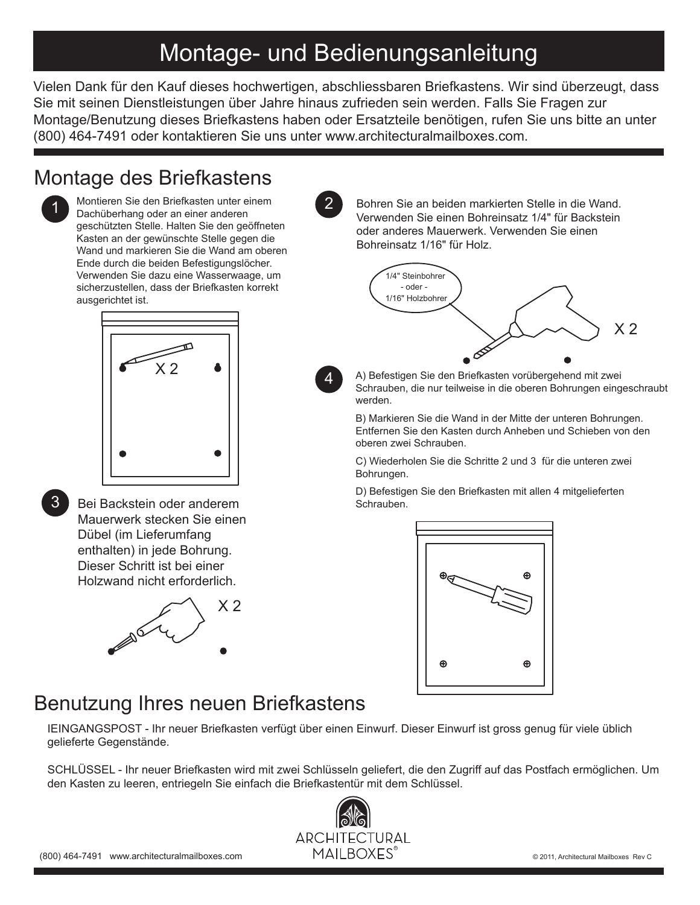# Montage- und Bedienungsanleitung

Vielen Dank für den Kauf dieses hochwertigen, abschliessbaren Briefkastens. Wir sind überzeugt, dass Sie mit seinen Dienstleistungen über Jahre hinaus zufrieden sein werden. Falls Sie Fragen zur Montage/Benutzung dieses Briefkastens haben oder Ersatzteile benötigen, rufen Sie uns bitte an unter (800) 464-7491 oder kontaktieren Sie uns unter www.architecturalmailboxes.com.

## Montage des Briefkastens

**1** Montieren Sie den Briefkasten unter einem Dachüberhang oder an einer anderen geschützten Stelle. Halten Sie den geöffneten Kasten an der gewünschte Stelle gegen die Wand und markieren Sie die Wand am oberen Ende durch die beiden Befestigungslöcher. Verwenden Sie dazu eine Wasserwaage, um sicherzustellen, dass der Briefkasten korrekt ausgerichtet ist.

X 2

**2** Bohren Sie an beiden markierten Stelle in die Wand. Verwenden Sie einen Bohreinsatz 1/4" für Backstein oder anderes Mauerwerk. Verwenden Sie einen Bohreinsatz 1/16" für Holz.

1/4" Steinbohrer - oder - 1/16" Holzbohrer

X 2

**3** Bei Backstein oder anderem Mauerwerk stecken Sie einen Dübel (im Lieferumfang enthalten) in jede Bohrung. Dieser Schritt ist bei einer Holzwand nicht erforderlich.

X 2

**4** A) Befestigen Sie den Briefkasten vorübergehend mit zwei Schrauben, die nur teilweise in die oberen Bohrungen eingeschraubt werden.

B) Markieren Sie die Wand in der Mitte der unteren Bohrungen. Entfernen Sie den Kasten durch Anheben und Schieben von den oberen zwei Schrauben.

C) Wiederholen Sie die Schritte 2 und 3 für die unteren zwei Bohrungen.

D) Befestigen Sie den Briefkasten mit allen 4 mitgelieferten Schrauben.

## Benutzung Ihres neuen Briefkastens

IEINGANGSPOST - Ihr neuer Briefkasten verfügt über einen Einwurf. Dieser Einwurf ist gross genug für viele üblich gelieferte Gegenstände.

SCHLÜSSEL - Ihr neuer Briefkasten wird mit zwei Schlüsseln geliefert, die den Zugriff auf das Postfach ermöglichen. Um den Kasten zu leeren, entriegeln Sie einfach die Briefkastentür mit dem Schlüssel.

ARCHITECTURAL MAILBOXES®

(800) 464-7491 www.architecturalmailboxes.com

© 2011, Architectural Mailboxes Rev C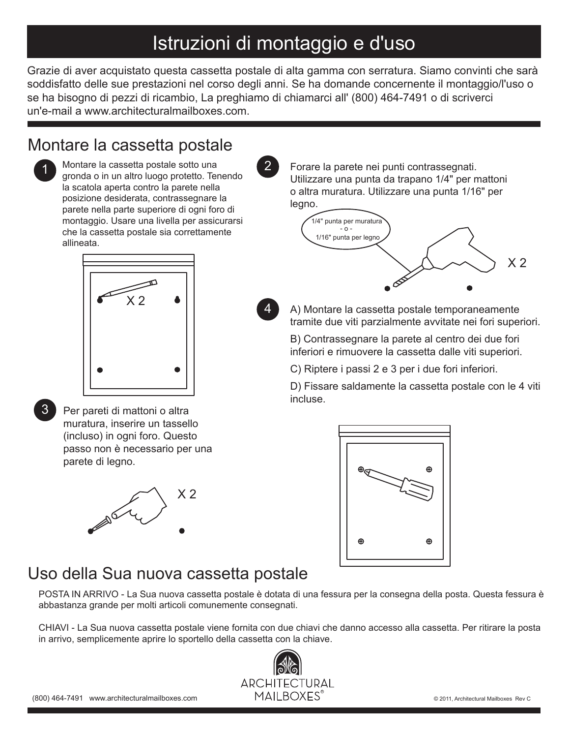# Istruzioni di montaggio e d'uso

Grazie di aver acquistato questa cassetta postale di alta gamma con serratura. Siamo convinti che sarà soddisfatto delle sue prestazioni nel corso degli anni. Se ha domande concernente il montaggio/l'uso o se ha bisogno di pezzi di ricambio, La preghiamo di chiamarci all' (800) 464-7491 o di scriverci un'e-mail a www.architecturalmailboxes.com.

## Montare la cassetta postale

**1** Montare la cassetta postale sotto una gronda o in un altro luogo protetto. Tenendo la scatola aperta contro la parete nella posizione desiderata, contrassegnare la parete nella parte superiore di ogni foro di montaggio. Usare una livella per assicurarsi che la cassetta postale sia correttamente allineata.

X 2

**2** Forare la parete nei punti contrassegnati. Utilizzare una punta da trapano 1/4" per mattoni o altra muratura. Utilizzare una punta 1/16" per legno.

1/4" punta per muratura
- o -
1/16" punta per legno

X 2

**3** Per pareti di mattoni o altra muratura, inserire un tassello (incluso) in ogni foro. Questo passo non è necessario per una parete di legno.

X 2

**4** A) Montare la cassetta postale temporaneamente tramite due viti parzialmente avvitate nei fori superiori.

B) Contrassegnare la parete al centro dei due fori inferiori e rimuovere la cassetta dalle viti superiori.

C) Riptere i passi 2 e 3 per i due fori inferiori.

D) Fissare saldamente la cassetta postale con le 4 viti incluse.

## Uso della Sua nuova cassetta postale

POSTA IN ARRIVO - La Sua nuova cassetta postale è dotata di una fessura per la consegna della posta. Questa fessura è abbastanza grande per molti articoli comunemente consegnati.

CHIAVI - La Sua nuova cassetta postale viene fornita con due chiavi che danno accesso alla cassetta. Per ritirare la posta in arrivo, semplicemente aprire lo sportello della cassetta con la chiave.

ARCHITECTURAL MAILBOXES®

(800) 464-7491 www.architecturalmailboxes.com

© 2011, Architectural Mailboxes Rev C